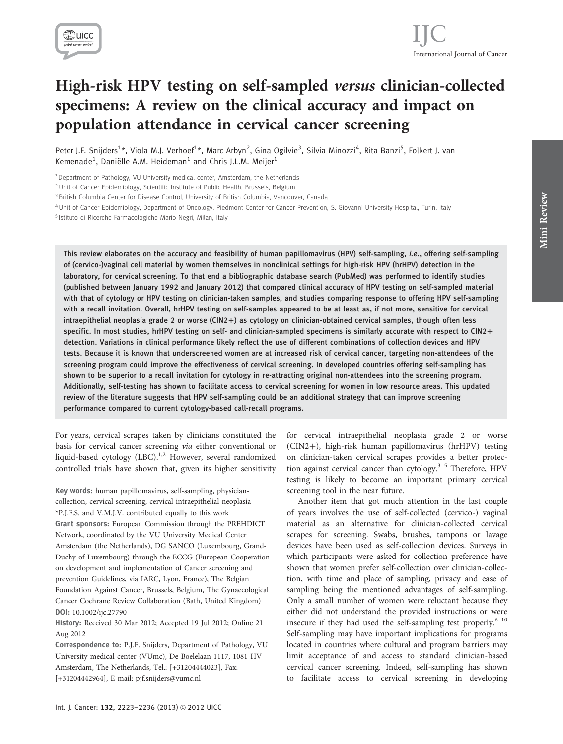# High-risk HPV testing on self-sampled *versus* clinician-collected specimens: A review on the clinical accuracy and impact on population attendance in cervical cancer screening

Peter J.F. Snijders[1]*, Viola M.J. Verhoef[1]*, Marc Arbyn[2], Gina Ogilvie[3], Silvia Minozzi[4], Rita Banzi[5], Folkert J. van Kemenade[1], Daniëlle A.M. Heideman[1] and Chris J.L.M. Meijer[1]

[1] Department of Pathology, VU University medical center, Amsterdam, the Netherlands
[2] Unit of Cancer Epidemiology, Scientific Institute of Public Health, Brussels, Belgium
[3] British Columbia Center for Disease Control, University of British Columbia, Vancouver, Canada
[4] Unit of Cancer Epidemiology, Department of Oncology, Piedmont Center for Cancer Prevention, S. Giovanni University Hospital, Turin, Italy
[5] Istituto di Ricerche Farmacologiche Mario Negri, Milan, Italy

**This review elaborates on the accuracy and feasibility of human papillomavirus (HPV) self-sampling, *i.e.*, offering self-sampling of (cervico-)vaginal cell material by women themselves in nonclinical settings for high-risk HPV (hrHPV) detection in the laboratory, for cervical screening. To that end a bibliographic database search (PubMed) was performed to identify studies (published between January 1992 and January 2012) that compared clinical accuracy of HPV testing on self-sampled material with that of cytology or HPV testing on clinician-taken samples, and studies comparing response to offering HPV self-sampling with a recall invitation. Overall, hrHPV testing on self-samples appeared to be at least as, if not more, sensitive for cervical intraepithelial neoplasia grade 2 or worse (CIN2+) as cytology on clinician-obtained cervical samples, though often less specific. In most studies, hrHPV testing on self- and clinician-sampled specimens is similarly accurate with respect to CIN2+ detection. Variations in clinical performance likely reflect the use of different combinations of collection devices and HPV tests. Because it is known that underscreened women are at increased risk of cervical cancer, targeting non-attendees of the screening program could improve the effectiveness of cervical screening. In developed countries offering self-sampling has shown to be superior to a recall invitation for cytology in re-attracting original non-attendees into the screening program. Additionally, self-testing has shown to facilitate access to cervical screening for women in low resource areas. This updated review of the literature suggests that HPV self-sampling could be an additional strategy that can improve screening performance compared to current cytology-based call-recall programs.**

**Key words:** human papillomavirus, self-sampling, physician-collection, cervical screening, cervical intraepithelial neoplasia

*P.J.F.S. and V.M.J.V. contributed equally to this work

**Grant sponsors:** European Commission through the PREHDICT Network, coordinated by the VU University Medical Center Amsterdam (the Netherlands), DG SANCO (Luxembourg, Grand-Duchy of Luxembourg) through the ECCG (European Cooperation on development and implementation of Cancer screening and prevention Guidelines, via IARC, Lyon, France), The Belgian Foundation Against Cancer, Brussels, Belgium, The Gynaecological Cancer Cochrane Review Collaboration (Bath, United Kingdom)

**DOI:** 10.1002/ijc.27790

**History:** Received 30 Mar 2012; Accepted 19 Jul 2012; Online 21 Aug 2012

**Correspondence to:** P.J.F. Snijders, Department of Pathology, VU University medical center (VUmc), De Boelelaan 1117, 1081 HV Amsterdam, The Netherlands, Tel.: [+31204444023], Fax: [+31204442964], E-mail: pjf.snijders@vumc.nl

For years, cervical scrapes taken by clinicians constituted the basis for cervical cancer screening *via* either conventional or liquid-based cytology (LBC).[1,2] However, several randomized controlled trials have shown that, given its higher sensitivity for cervical intraepithelial neoplasia grade 2 or worse (CIN2+), high-risk human papillomavirus (hrHPV) testing on clinician-taken cervical scrapes provides a better protection against cervical cancer than cytology.[3–5] Therefore, HPV testing is likely to become an important primary cervical screening tool in the near future.

Another item that got much attention in the last couple of years involves the use of self-collected (cervico-) vaginal material as an alternative for clinician-collected cervical scrapes for screening. Swabs, brushes, tampons or lavage devices have been used as self-collection devices. Surveys in which participants were asked for collection preference have shown that women prefer self-collection over clinician-collection, with time and place of sampling, privacy and ease of sampling being the mentioned advantages of self-sampling. Only a small number of women were reluctant because they either did not understand the provided instructions or were insecure if they had used the self-sampling test properly.[6–10] Self-sampling may have important implications for programs located in countries where cultural and program barriers may limit acceptance of and access to standard clinician-based cervical cancer screening. Indeed, self-sampling has shown to facilitate access to cervical screening in developing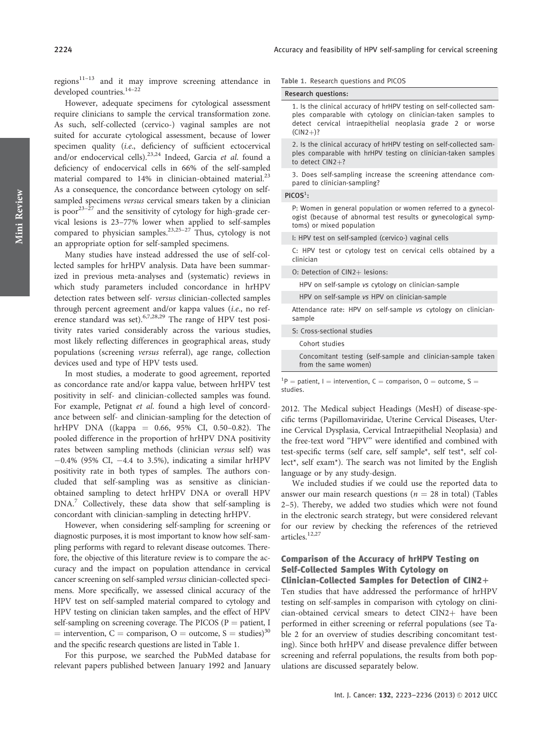regions[11–13] and it may improve screening attendance in developed countries.[14–22]

However, adequate specimens for cytological assessment require clinicians to sample the cervical transformation zone. As such, self-collected (cervico-) vaginal samples are not suited for accurate cytological assessment, because of lower specimen quality (*i.e.*, deficiency of sufficient ectocervical and/or endocervical cells).[23,24] Indeed, Garcia *et al.* found a deficiency of endocervical cells in 66% of the self-sampled material compared to 14% in clinician-obtained material.[23] As a consequence, the concordance between cytology on self-sampled specimens *versus* cervical smears taken by a clinician is poor[23–27] and the sensitivity of cytology for high-grade cervical lesions is 23–77% lower when applied to self-samples compared to physician samples.[23,25–27] Thus, cytology is not an appropriate option for self-sampled specimens.

Many studies have instead addressed the use of self-collected samples for hrHPV analysis. Data have been summarized in previous meta-analyses and (systematic) reviews in which study parameters included concordance in hrHPV detection rates between self- *versus* clinician-collected samples through percent agreement and/or kappa values (*i.e.*, no reference standard was set).[6,7,28,29] The range of HPV test positivity rates varied considerably across the various studies, most likely reflecting differences in geographical areas, study populations (screening *versus* referral), age range, collection devices used and type of HPV tests used.

In most studies, a moderate to good agreement, reported as concordance rate and/or kappa value, between hrHPV test positivity in self- and clinician-collected samples was found. For example, Petignat *et al.* found a high level of concordance between self- and clinician-sampling for the detection of hrHPV DNA ((kappa = 0.66, 95% CI, 0.50–0.82). The pooled difference in the proportion of hrHPV DNA positivity rates between sampling methods (clinician *versus* self) was −0.4% (95% CI, −4.4 to 3.5%), indicating a similar hrHPV positivity rate in both types of samples. The authors concluded that self-sampling was as sensitive as clinician-obtained sampling to detect hrHPV DNA or overall HPV DNA.[7] Collectively, these data show that self-sampling is concordant with clinician-sampling in detecting hrHPV.

However, when considering self-sampling for screening or diagnostic purposes, it is most important to know how self-sampling performs with regard to relevant disease outcomes. Therefore, the objective of this literature review is to compare the accuracy and the impact on population attendance in cervical cancer screening on self-sampled *versus* clinician-collected specimens. More specifically, we assessed clinical accuracy of the HPV test on self-sampled material compared to cytology and HPV testing on clinician taken samples, and the effect of HPV self-sampling on screening coverage. The PICOS (P = patient, I = intervention, C = comparison, O = outcome, S = studies)[30] and the specific research questions are listed in Table 1.

**Table 1.** Research questions and PICOS

| **Research questions:** |
|---|
| 1. Is the clinical accuracy of hrHPV testing on self-collected samples comparable with cytology on clinician-taken samples to detect cervical intraepithelial neoplasia grade 2 or worse (CIN2+)? |
| 2. Is the clinical accuracy of hrHPV testing on self-collected samples comparable with hrHPV testing on clinician-taken samples to detect CIN2+? |
| 3. Does self-sampling increase the screening attendance compared to clinician-sampling? |
| **PICOS[1]:** |
| P: Women in general population or women referred to a gynecologist (because of abnormal test results or gynecological symptoms) or mixed population |
| I: HPV test on self-sampled (cervico-) vaginal cells |
| C: HPV test or cytology test on cervical cells obtained by a clinician |
| O: Detection of CIN2+ lesions: |
| HPV on self-sample *vs* cytology on clinician-sample |
| HPV on self-sample *vs* HPV on clinician-sample |
| Attendance rate: HPV on self-sample *vs* cytology on clinician-sample |
| S: Cross-sectional studies |
| Cohort studies |
| Concomitant testing (self-sample and clinician-sample taken from the same women) |

[1]P = patient, I = intervention, C = comparison, O = outcome, S = studies.

For this purpose, we searched the PubMed database for relevant papers published between January 1992 and January 2012. The Medical subject Headings (MesH) of disease-specific terms (Papillomaviridae, Uterine Cervical Diseases, Uterine Cervical Dysplasia, Cervical Intraepithelial Neoplasia) and the free-text word "HPV" were identified and combined with test-specific terms (self care, self sample*, self test*, self collect*, self exam*). The search was not limited by the English language or by any study-design.

We included studies if we could use the reported data to answer our main research questions ($n = 28$ in total) (Tables 2–5). Thereby, we added two studies which were not found in the electronic search strategy, but were considered relevant for our review by checking the references of the retrieved articles.[12,27]

### Comparison of the Accuracy of hrHPV Testing on Self-Collected Samples With Cytology on Clinician-Collected Samples for Detection of CIN2+

Ten studies that have addressed the performance of hrHPV testing on self-samples in comparison with cytology on clinician-obtained cervical smears to detect CIN2+ have been performed in either screening or referral populations (see Table 2 for an overview of studies describing concomitant testing). Since both hrHPV and disease prevalence differ between screening and referral populations, the results from both populations are discussed separately below.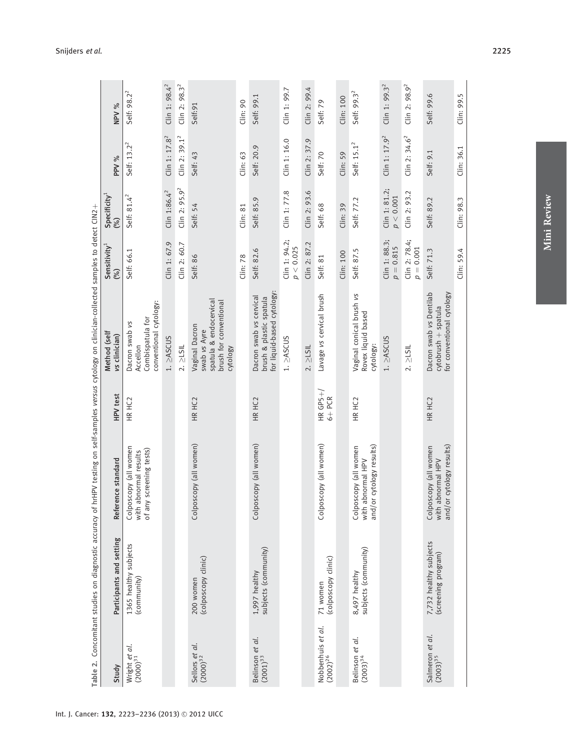Table 2. Concomitant studies on diagnostic accuracy of hrHPV testing on self-samples *versus* cytology on clinician-collected samples to detect CIN2+

| Study | Participants and setting | Reference standard | HPV test | Method (self vs clinician) | Sensitivity[1] (%) | Specificity[1] (%) | PPV % | NPV % |
|---|---|---|---|---|---|---|---|---|
| Wright *et al.* (2000)[31] | 1365 healthy subjects (community) | Colposcopy (all women with abnormal results of any screening tests) | HR HC2 | Dacron swab *vs* Accellon Combispatula for conventional cytology: | Self: 66.1 | Self: 81.4[2] | Self: 13.2[2] | Self: 98.2[2] |
| | | | | 1. ≥ASCUS | Clin 1: 67.9 | Clin 1:86.4[2] | Clin 1: 17.8[2] | Clin 1: 98.4[2] |
| | | | | 2. ≥LSIL | Clin 2: 60.7 | Clin 2: 95.9[2] | Clin 2: 39.1[2] | Clin 2: 98.3[2] |
| Sellors *et al.* (2000)[32] | 200 women (colposcopy clinic) | Colposcopy (all women) | HR HC2 | Vaginal Dacron swab *vs* Ayre spatula & endocervical brush for conventional cytology | Self: 86 | Self: 54 | Self: 43 | Self:91 |
| | | | | | Clin: 78 | Clin: 81 | Clin: 63 | Clin: 90 |
| Belinson *et al.* (2001)[33] | 1,997 healthy subjects (community) | Colposcopy (all women) | HR HC2 | Dacron swab *vs* cervical brush & plastic spatula for liquid-based cytology: | Self: 82.6 | Self: 85.9 | Self: 20.9 | Self: 99.1 |
| | | | | 1. ≥ASCUS | Clin 1: 94.2; $p < 0.025$ | Clin 1: 77.8 | Clin 1: 16.0 | Clin 1: 99.7 |
| | | | | 2. ≥LSIL | Clin 2: 87.2 | Clin 2: 93.6 | Clin 2: 37.9 | Clin 2: 99.4 |
| Nobbenhuis *et al.* (2002)[26] | 71 women (colposcopy clinic) | Colposcopy (all women) | HR GP5+/6+ PCR | Lavage *vs* cervical brush | Self: 81 | Self: 68 | Self: 70 | Self: 79 |
| | | | | | Clin: 100 | Clin: 39 | Clin: 59 | Clin: 100 |
| Belinson *et al.* (2003)[34] | 8,497 healthy subjects (community) | Colposcopy (all women with abnormal HPV and/or cytology results) | HR HC2 | Vaginal conical brush *vs* Rovex liquid based cytology: | Self: 87.5 | Self: 77.2 | Self: 15.1[2] | Self: 99.3[2] |
| | | | | 1. ≥ASCUS | Clin 1: 88.3; $p = 0.815$ | Clin 1: 81.2; $p < 0.001$ | Clin 1: 17.9[2] | Clin 1: 99.3[2] |
| | | | | 2. ≥LSIL | Clin 2: 78.4; $p = 0.001$ | Clin 2: 93.2 | Clin 2: 34.6[2] | Clin 2: 98.9[2] |
| Salmeron *et al.* (2003)[35] | 7,732 healthy subjects (screening program) | Colposcopy (all women with abnormal HPV and/or cytology results) | HR HC2 | Dacron swab *vs* Dentilab cytobrush + spatula for conventional cytology | Self: 71.3 | Self: 89.2 | Self: 9.1 | Self: 99.6 |
| | | | | | Clin: 59.4 | Clin: 98.3 | Clin: 36.1 | Clin: 99.5 |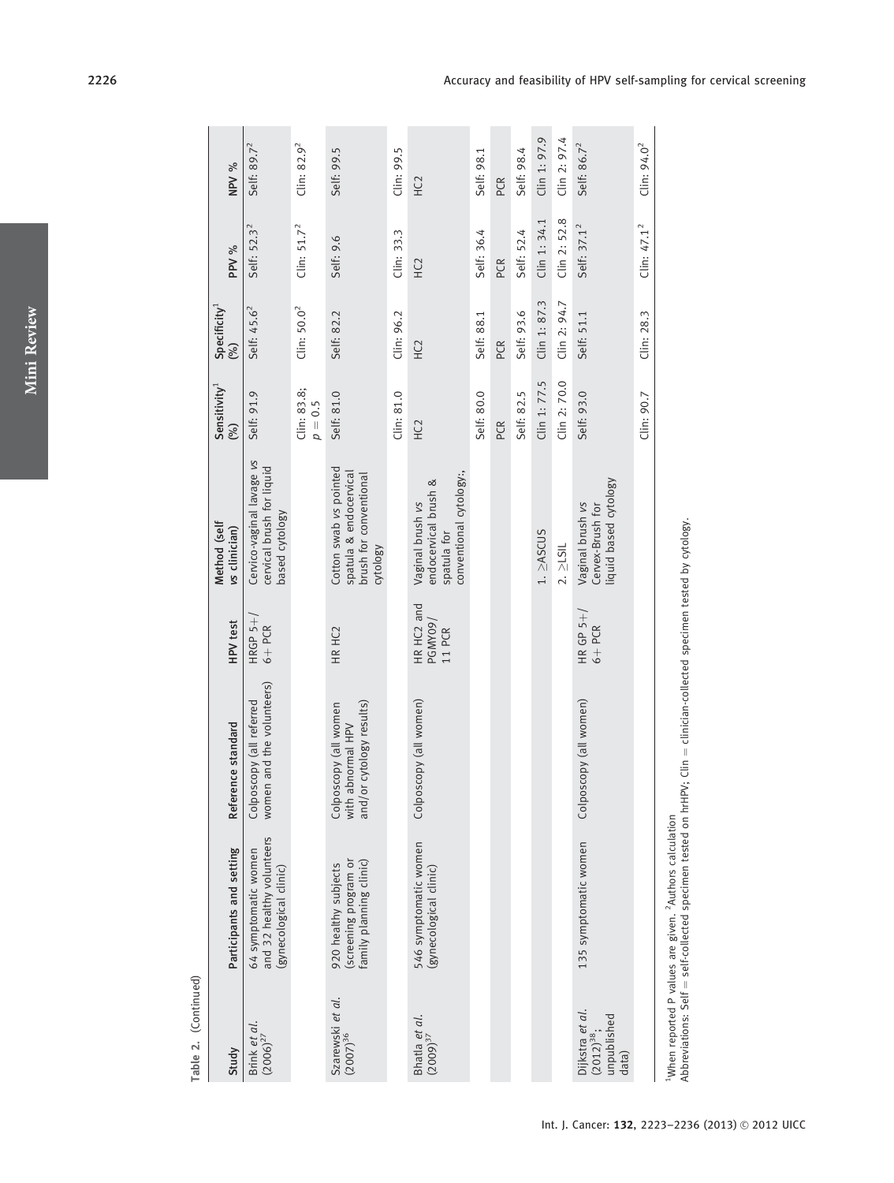Table 2. (Continued)

| Study | Participants and setting | Reference standard | HPV test | Method (self vs clinician) | Sensitivity[1] (%) | Specificity[1] (%) | PPV % | NPV % |
|---|---|---|---|---|---|---|---|---|
| Brink *et al.* (2006)[27] | 64 symptomatic women and 32 healthy volunteers (gynecological clinic) | Colposcopy (all referred women and the volunteers) | HRGP 5+/6+ PCR | Cervico-vaginal lavage *vs* cervical brush for liquid based cytology | Self: 91.9 | Self: 45.6[2] | Self: 52.3[2] | Self: 89.7[2] |
| | | | | | Clin: 83.8; $p = 0.5$ | Clin: 50.0[2] | Clin: 51.7[2] | Clin: 82.9[2] |
| Szarewski *et al.* (2007)[36] | 920 healthy subjects (screening program or family planning clinic) | Colposcopy (all women with abnormal HPV and/or cytology results) | HR HC2 | Cotton swab *vs* pointed spatula & endocervical brush for conventional cytology | Self: 81.0 | Self: 82.2 | Self: 9.6 | Self: 99.5 |
| | | | | | Clin: 81.0 | Clin: 96.2 | Clin: 33.3 | Clin: 99.5 |
| Bhatla *et al.* (2009)[37] | 546 symptomatic women (gynecological clinic) | Colposcopy (all women) | HR HC2 and PGMY09/11 PCR | Vaginal brush *vs* endocervical brush & spatula for conventional cytology;, | HC2 | HC2 | HC2 | HC2 |
| | | | | | Self: 80.0 | Self: 88.1 | Self: 36.4 | Self: 98.1 |
| | | | | | PCR | PCR | PCR | PCR |
| | | | | | Self: 82.5 | Self: 93.6 | Self: 52.4 | Self: 98.4 |
| | | | | 1. ≥ASCUS | Clin 1: 77.5 | Clin 1: 87.3 | Clin 1: 34.1 | Clin 1: 97.9 |
| | | | | 2. ≥LSIL | Clin 2: 70.0 | Clin 2: 94.7 | Clin 2: 52.8 | Clin 2: 97.4 |
| Dijkstra *et al.* (2012)[38]; unpublished data) | 135 symptomatic women | Colposcopy (all women) | HR GP 5+/6+ PCR | Vaginal brush *vs* Cervex-Brush for liquid based cytology | Self: 93.0 | Self: 51.1 | Self: 37.1[2] | Self: 86.7[2] |
| | | | | | Clin: 90.7 | Clin: 28.3 | Clin: 47.1[2] | Clin: 94.0[2] |

[1]When reported P values are given. [2]Authors calculation
Abbreviations: Self = self-collected specimen tested on hrHPV; Clin = clinician-collected specimen tested by cytology.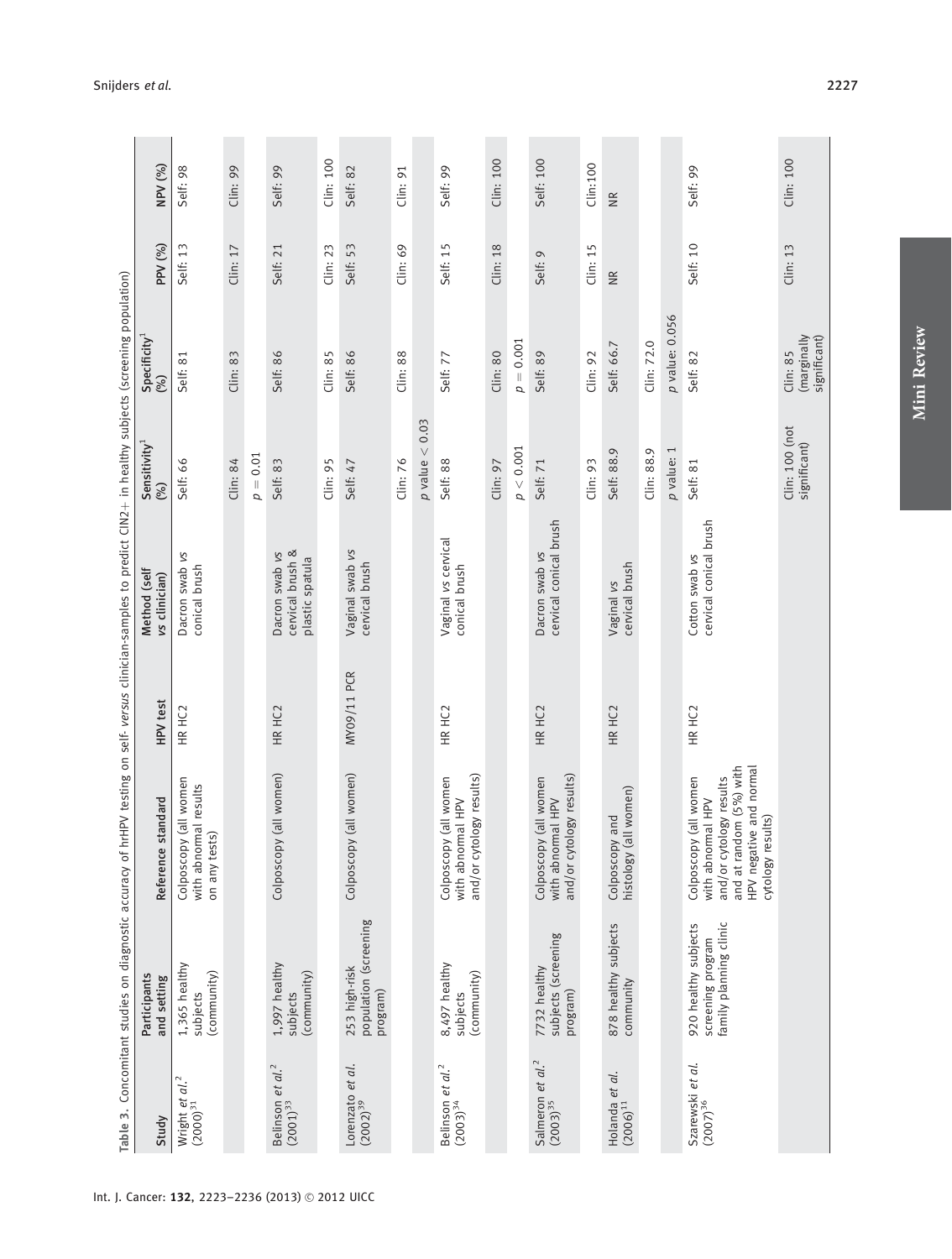Table 3. Concomitant studies on diagnostic accuracy of hrHPV testing on self- *versus* clinician-samples to predict CIN2+ in healthy subjects (screening population)

| Study | Participants and setting | Reference standard | HPV test | Method (self *vs* clinician) | Sensitivity[1] (%) | Specificity[1] (%) | PPV (%) | NPV (%) |
|---|---|---|---|---|---|---|---|---|
| Wright *et al.*[2] (2000)[31] | 1,365 healthy subjects (community) | Colposcopy (all women with abnormal results on any tests) | HR HC2 | Dacron swab *vs* conical brush | Self: 66 | Self: 81 | Self: 13 | Self: 98 |
| | | | | | Clin: 84 | Clin: 83 | Clin: 17 | Clin: 99 |
| | | | | | $p = 0.01$ | | | |
| Belinson *et al.*[2] (2001)[33] | 1,997 healthy subjects (community) | Colposcopy (all women) | HR HC2 | Dacron swab *vs* cervical brush & plastic spatula | Self: 83 | Self: 86 | Self: 21 | Self: 99 |
| | | | | | Clin: 95 | Clin: 85 | Clin: 23 | Clin: 100 |
| Lorenzato *et al.* (2002)[39] | 253 high-risk population (screening program) | Colposcopy (all women) | MY09/11 PCR | Vaginal swab *vs* cervical brush | Self: 47 | Self: 86 | Self: 53 | Self: 82 |
| | | | | | Clin: 76 | Clin: 88 | Clin: 69 | Clin: 91 |
| | | | | | $p$ value $< 0.03$ | | | |
| Belinson *et al.*[2] (2003)[34] | 8,497 healthy subjects (community) | Colposcopy (all women with abnormal HPV and/or cytology results) | HR HC2 | Vaginal *vs* cervical conical brush | Self: 88 | Self: 77 | Self: 15 | Self: 99 |
| | | | | | Clin: 97 | Clin: 80 | Clin: 18 | Clin: 100 |
| | | | | | $p < 0.001$ | $p = 0.001$ | | |
| Salmeron *et al.*[2] (2003)[35] | 7732 healthy subjects (screening program) | Colposcopy (all women with abnormal HPV and/or cytology results) | HR HC2 | Dacron swab *vs* cervical conical brush | Self: 71 | Self: 89 | Self: 9 | Self: 100 |
| | | | | | Clin: 93 | Clin: 92 | Clin: 15 | Clin:100 |
| Holanda *et al.* (2006)[11] | 878 healthy subjects community | Colposcopy and histology (all women) | HR HC2 | Vaginal *vs* cervical brush | Self: 88.9 | Self: 66.7 | NR | NR |
| | | | | | Clin: 88.9 | Clin: 72.0 | | |
| | | | | | $p$ value: 1 | $p$ value: 0.056 | | |
| Szarewski *et al.* (2007)[36] | 920 healthy subjects screening program family planning clinic | Colposcopy (all women with abnormal HPV and/or cytology results and at random (5%) with HPV negative and normal cytology results) | HR HC2 | Cotton swab *vs* cervical conical brush | Self: 81 | Self: 82 | Self: 10 | Self: 99 |
| | | | | | Clin: 100 (not significant) | Clin: 85 (marginally significant) | Clin: 13 | Clin: 100 |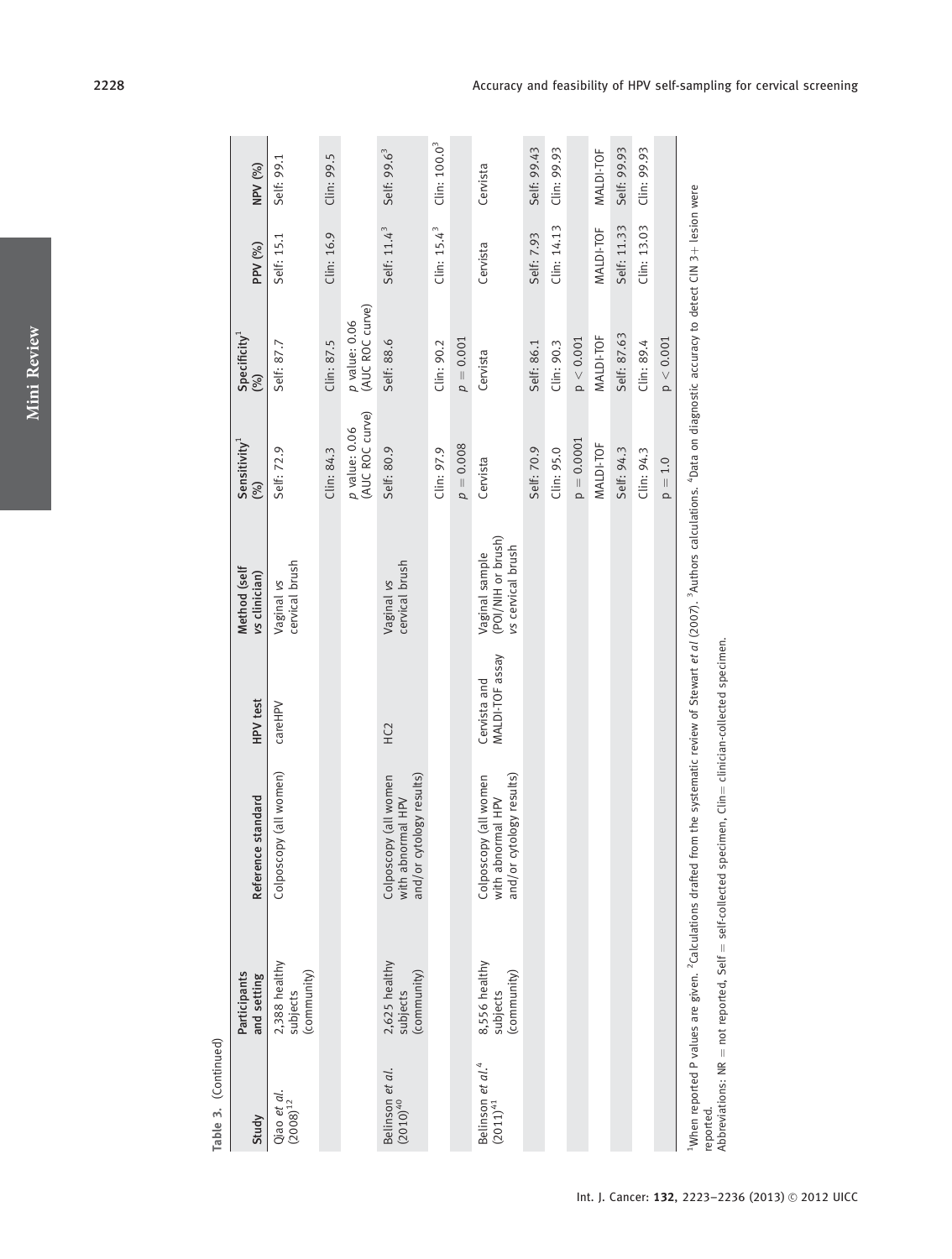Table 3. (Continued)

| Study | Participants and setting | Reference standard | HPV test | Method (self vs clinician) | Sensitivity[1] (%) | Specificity[1] (%) | PPV (%) | NPV (%) |
|---|---|---|---|---|---|---|---|---|
| Qiao *et al.* (2008)[12] | 2,388 healthy subjects (community) | Colposcopy (all women) | careHPV | Vaginal *vs* cervical brush | Self: 72.9 | Self: 87.7 | Self: 15.1 | Self: 99.1 |
| | | | | | Clin: 84.3 | Clin: 87.5 | Clin: 16.9 | Clin: 99.5 |
| | | | | | *p* value: 0.06 (AUC ROC curve) | *p* value: 0.06 (AUC ROC curve) | | |
| Belinson *et al.* (2010)[40] | 2,625 healthy subjects (community) | Colposcopy (all women with abnormal HPV and/or cytology results) | HC2 | Vaginal *vs* cervical brush | Self: 80.9 | Self: 88.6 | Self: 11.4[3] | Self: 99.6[3] |
| | | | | | Clin: 97.9 | Clin: 90.2 | Clin: 15.4[3] | Clin: 100.0[3] |
| | | | | | $p = 0.008$ | $p = 0.001$ | | |
| Belinson *et al.*[4] (2011)[41] | 8,556 healthy subjects (community) | Colposcopy (all women with abnormal HPV and/or cytology results) | Cervista and MALDI-TOF assay | Vaginal sample (POI/NIH or brush) *vs* cervical brush | Cervista | Cervista | Cervista | Cervista |
| | | | | | Self: 70.9 | Self: 86.1 | Self: 7.93 | Self: 99.43 |
| | | | | | Clin: 95.0 | Clin: 90.3 | Clin: 14.13 | Clin: 99.93 |
| | | | | | $p = 0.0001$ | $p < 0.001$ | | |
| | | | | | MALDI-TOF | MALDI-TOF | MALDI-TOF | MALDI-TOF |
| | | | | | Self: 94.3 | Self: 87.63 | Self: 11.33 | Self: 99.93 |
| | | | | | Clin: 94.3 | Clin: 89.4 | Clin: 13.03 | Clin: 99.93 |
| | | | | | $p = 1.0$ | $p < 0.001$ | | |

[1]When reported P values are given. [2]Calculations drafted from the systematic review of Stewart *et al* (2007). [3]Authors calculations. [4]Data on diagnostic accuracy to detect CIN 3+ lesion were reported.
Abbreviations: NR = not reported, Self = self-collected specimen, Clin= clinician-collected specimen.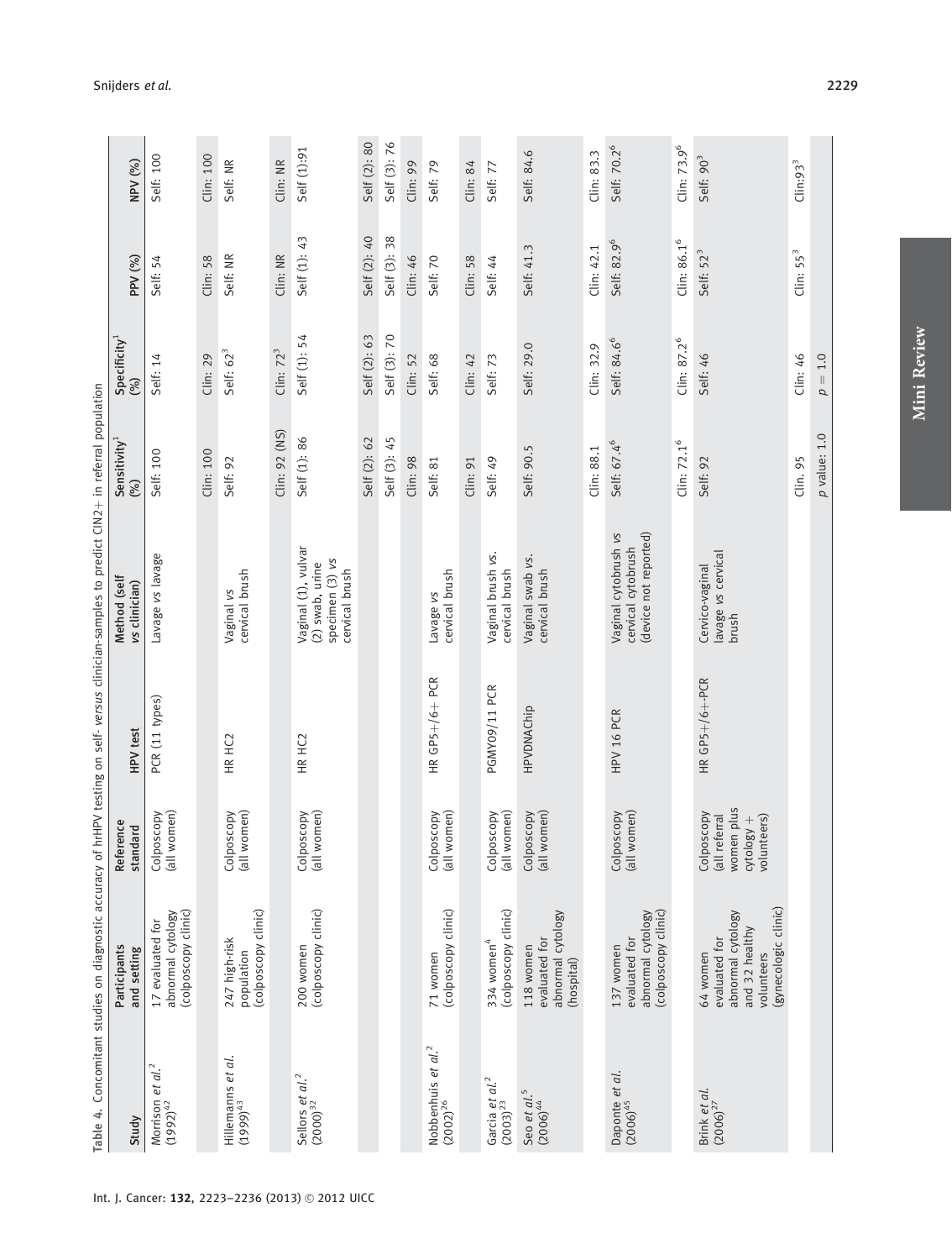Table 4. Concomitant studies on diagnostic accuracy of hrHPV testing on self- *versus* clinician-samples to predict CIN2+ in referral population

| Study | Participants and setting | Reference standard | HPV test | Method (self vs clinician) | Sensitivity[1] (%) | Specificity[1] (%) | PPV (%) | NPV (%) |
|---|---|---|---|---|---|---|---|---|
| Morrison *et al.*[2] (1992)[42] | 17 evaluated for abnormal cytology (colposcopy clinic) | Colposcopy (all women) | PCR (11 types) | Lavage *vs* lavage | Self: 100 | Self: 14 | Self: 54 | Self: 100 |
| | | | | | Clin: 100 | Clin: 29 | Clin: 58 | Clin: 100 |
| Hillemanns *et al.* (1999)[43] | 247 high-risk population (colposcopy clinic) | Colposcopy (all women) | HR HC2 | Vaginal *vs* cervical brush | Self: 92 | Self: 62[3] | Self: NR | Self: NR |
| | | | | | Clin: 92 (NS) | Clin: 72[3] | Clin: NR | Clin: NR |
| Sellors *et al.*[2] (2000)[32] | 200 women (colposcopy clinic) | Colposcopy (all women) | HR HC2 | Vaginal (1), vulvar (2) swab, urine specimen (3) *vs* cervical brush | Self (1): 86 | Self (1): 54 | Self (1): 43 | Self (1):91 |
| | | | | | Self (2): 62 | Self (2): 63 | Self (2): 40 | Self (2): 80 |
| | | | | | Self (3): 45 | Self (3): 70 | Self (3): 38 | Self (3): 76 |
| | | | | | Clin: 98 | Clin: 52 | Clin: 46 | Clin: 99 |
| Nobbenhuis *et al.*[2] (2002)[26] | 71 women (colposcopy clinic) | Colposcopy (all women) | HR GP5+/6+ PCR | Lavage *vs* cervical brush | Self: 81 | Self: 68 | Self: 70 | Self: 79 |
| | | | | | Clin: 91 | Clin: 42 | Clin: 58 | Clin: 84 |
| Garcia *et al.*[2] (2003)[23] | 334 women[4] (colposcopy clinic) | Colposcopy (all women) | PGMY09/11 PCR | Vaginal brush *vs.* cervical brush | Self: 49 | Self: 73 | Self: 44 | Self: 77 |
| Seo *et al.*[5] (2006)[44] | 118 women evaluated for abnormal cytology (hospital) | Colposcopy (all women) | HPVDNAChip | Vaginal swab *vs.* cervical brush | Self: 90.5 | Self: 29.0 | Self: 41.3 | Self: 84.6 |
| | | | | | Clin: 88.1 | Clin: 32.9 | Clin: 42.1 | Clin: 83.3 |
| Daponte *et al.* (2006)[45] | 137 women evaluated for abnormal cytology (colposcopy clinic) | Colposcopy (all women) | HPV 16 PCR | Vaginal cytobrush *vs* cervical cytobrush (device not reported) | Self: 67.4[6] | Self: 84.6[6] | Self: 82.9[6] | Self: 70.2[6] |
| | | | | | Clin: 72.1[6] | Clin: 87.2[6] | Clin: 86.1[6] | Clin: 73.9[6] |
| Brink *et al.* (2006)[27] | 64 women evaluated for abnormal cytology and 32 healthy volunteers (gynecologic clinic) | Colposcopy (all referral women plus cytology + volunteers) | HR GP5+/6+-PCR | Cervico-vaginal lavage *vs* cervical brush | Self: 92 | Self: 46 | Self: 52[3] | Self: 90[3] |
| | | | | | Clin. 95 | Clin: 46 | Clin: 55[3] | Clin:93[3] |
| | | | | | *p* value: 1.0 | $p = 1.0$ | | |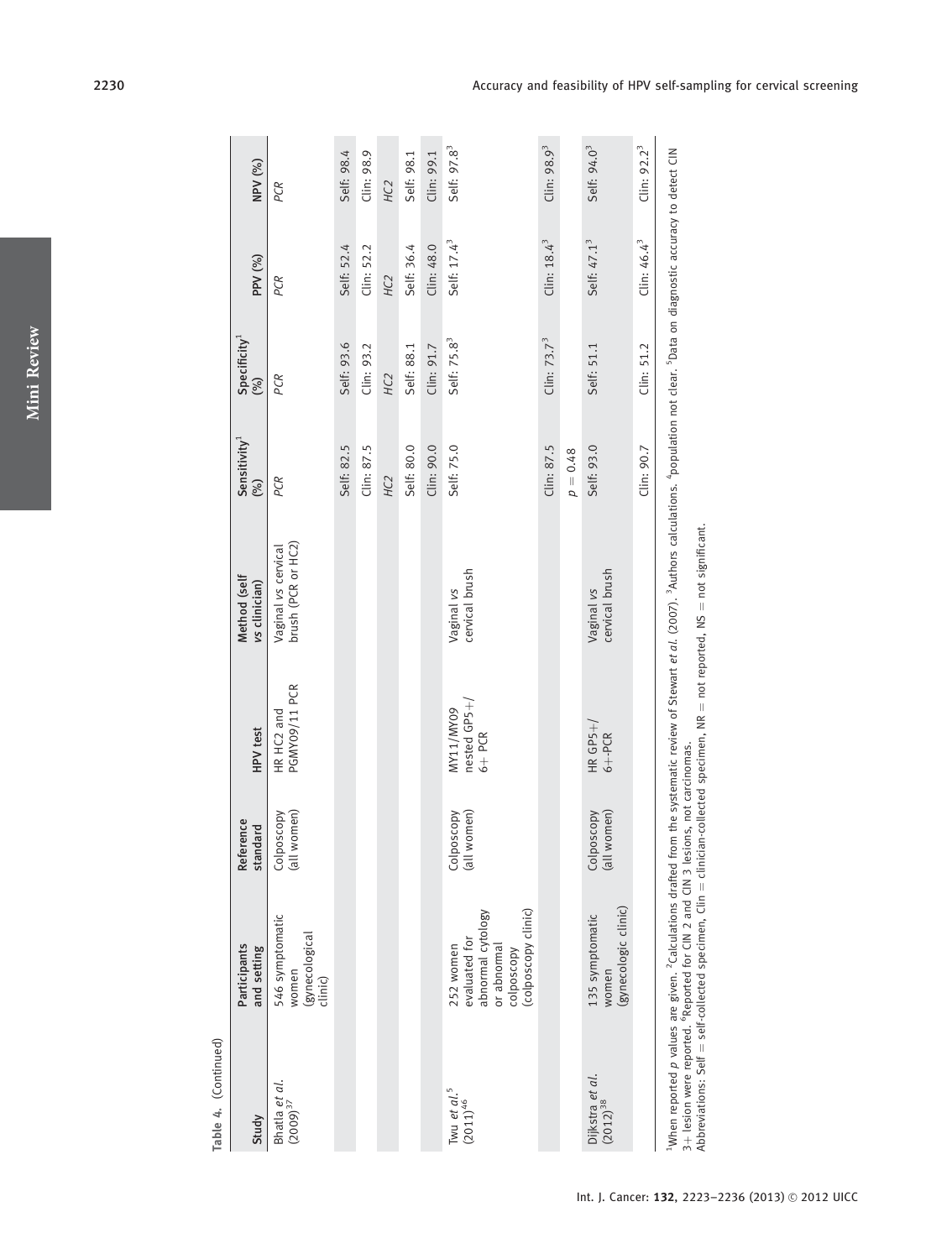Table 4. (Continued)

| Study | Participants and setting | Reference standard | HPV test | Method (self vs clinician) | Sensitivity[1] (%) | Specificity[1] (%) | PPV (%) | NPV (%) |
|---|---|---|---|---|---|---|---|---|
| Bhatla *et al.* (2009)[37] | 546 symptomatic women (gynecological clinic) | Colposcopy (all women) | HR HC2 and PGMY09/11 PCR | Vaginal vs cervical brush (PCR or HC2) | *PCR* | *PCR* | *PCR* | *PCR* |
| | | | | | Self: 82.5 | Self: 93.6 | Self: 52.4 | Self: 98.4 |
| | | | | | Clin: 87.5 | Clin: 93.2 | Clin: 52.2 | Clin: 98.9 |
| | | | | | *HC2* | *HC2* | *HC2* | *HC2* |
| | | | | | Self: 80.0 | Self: 88.1 | Self: 36.4 | Self: 98.1 |
| | | | | | Clin: 90.0 | Clin: 91.7 | Clin: 48.0 | Clin: 99.1 |
| Twu *et al.*[5] (2011)[46] | 252 women evaluated for abnormal cytology or abnormal colposcopy (colposcopy clinic) | Colposcopy (all women) | MY11/MY09 nested GP5+/6+ PCR | Vaginal *vs* cervical brush | Self: 75.0 | Self: 75.8[3] | Self: 17.4[3] | Self: 97.8[3] |
| | | | | | Clin: 87.5 | Clin: 73.7[3] | Clin: 18.4[3] | Clin: 98.9[3] |
| | | | | | $p = 0.48$ | | | |
| Dijkstra *et al.* (2012)[38] | 135 symptomatic women (gynecologic clinic) | Colposcopy (all women) | HR GP5+/6+-PCR | Vaginal *vs* cervical brush | Self: 93.0 | Self: 51.1 | Self: 47.1[3] | Self: 94.0[3] |
| | | | | | Clin: 90.7 | Clin: 51.2 | Clin: 46.4[3] | Clin: 92.2[3] |

[1]When reported *p* values are given. [2]Calculations drafted from the systematic review of Stewart *et al.* (2007). [3]Authors calculations. [4]population not clear. [5]Data on diagnostic accuracy to detect CIN 3+ lesion were reported. [6]Reported for CIN 2 and CIN 3 lesions, not carcinomas.
Abbreviations: Self = self-collected specimen, Clin = clinician-collected specimen, NR = not reported, NS = not significant.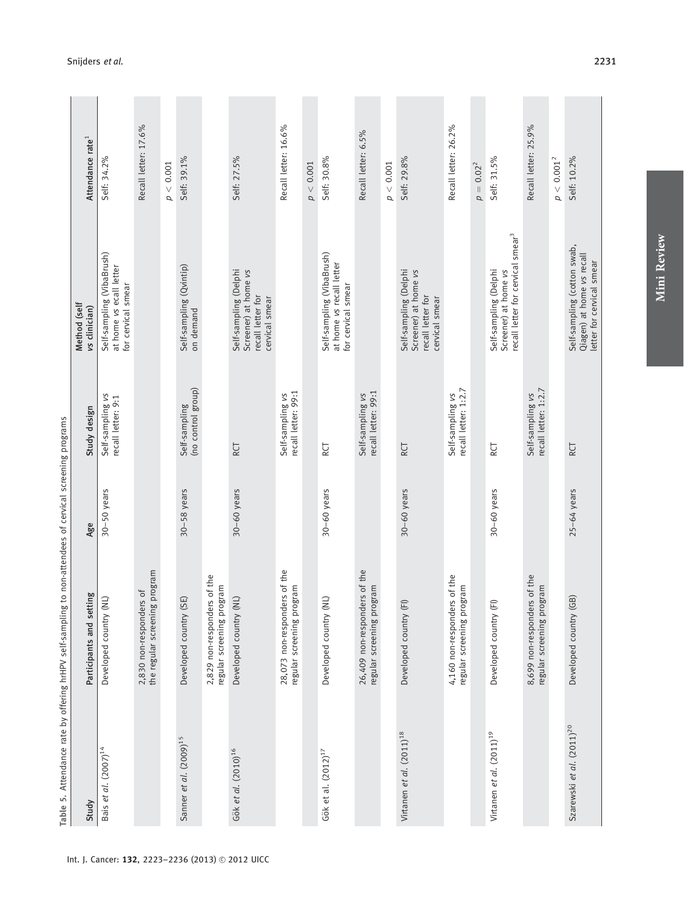Table 5. Attendance rate by offering hrHPV self-sampling to non-attendees of cervical screening programs

| Study | Participants and setting | Age | Study design | Method (self vs clinician) | Attendance rate[1] |
|---|---|---|---|---|---|
| Bais *et al.* (2007)[14] | Developed country (NL) | 30–50 years | Self-sampling *vs* recall letter: 9:1 | Self-sampling (VibaBrush) at home *vs* ecall letter for cervical smear | Self: 34.2% |
| | 2,830 non-responders of the regular screening program | | | | Recall letter: 17.6% |
| | | | | | $p < 0.001$ |
| Sanner *et al.* (2009)[15] | Developed country (SE) | 30–58 years | Self-sampling (no control group) | Self-sampling (Qvintip) on demand | Self: 39.1% |
| | 2,829 non-responders of the regular screening program | | | | |
| Gök *et al.* (2010)[16] | Developed country (NL) | 30–60 years | RCT | Self-sampling (Delphi Screener) at home *vs* recall letter for cervical smear | Self: 27.5% |
| | 28,073 non-responders of the regular screening program | | Self-sampling *vs* recall letter: 99:1 | | Recall letter: 16.6% |
| | | | | | $p < 0.001$ |
| Gök et al. (2012)[17] | Developed country (NL) | 30–60 years | RCT | Self-sampling (VibaBrush) at home *vs* recall letter for cervical smear | Self: 30.8% |
| | 26,409 non-responders of the regular screening program | | Self-sampling *vs* recall letter: 99:1 | | Recall letter: 6.5% |
| | | | | | $p < 0.001$ |
| Virtanen *et al.* (2011)[18] | Developed country (FI) | 30–60 years | RCT | Self-sampling (Delphi Screener) at home *vs* recall letter for cervical smear | Self: 29.8% |
| | 4,160 non-responders of the regular screening program | | Self-sampling *vs* recall letter: 1:2.7 | | Recall letter: 26.2% |
| | | | | | $p = 0.02$[2] |
| Virtanen *et al.* (2011)[19] | Developed country (FI) | 30–60 years | RCT | Self-sampling (Delphi Screener) at home *vs* recall letter for cervical smear[3] | Self: 31.5% |
| | 8,699 non-responders of the regular screening program | | Self-sampling *vs* recall letter: 1:2.7 | | Recall letter: 25.9% |
| | | | | | $p < 0.001$[2] |
| Szarewski *et al.* (2011)[20] | Developed country (GB) | 25–64 years | RCT | Self-sampling (cotton swab, Qiagen) at home *vs* recall letter for cervical smear | Self: 10.2% |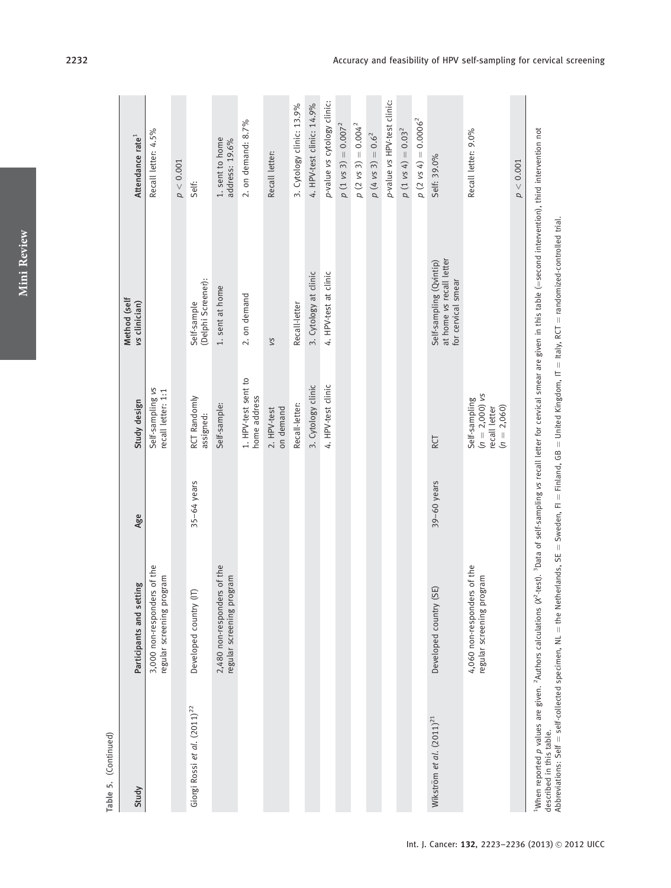**Table 5.** (Continued)

| Study | Participants and setting | Age | Study design | Method (self vs clinician) | Attendance rate[1] |
|---|---|---|---|---|---|
| | 3,000 non-responders of the regular screening program | | Self-sampling *vs* recall letter: 1:1 | | Recall letter: 4.5% |
| | | | | | $p < 0.001$ |
| Giorgi Rossi *et al.* (2011)[22] | Developed country (IT) | 35–64 years | RCT Randomly assigned: | Self-sample (Delphi Screener): | Self: |
| | 2,480 non-responders of the regular screening program | | Self-sample: | 1. sent at home | 1. sent to home address: 19.6% |
| | | | 1. HPV-test sent to home address | 2. on demand | 2. on demand: 8.7% |
| | | | 2. HPV-test on demand | *vs* | |
| | | | Recall-letter: | Recall-letter | Recall letter: |
| | | | 3. Cytology clinic | 3. Cytology at clinic | 3. Cytology clinic: 13.9% |
| | | | 4. HPV-test clinic | 4. HPV-test at clinic | 4. HPV-test clinic: 14.9% |
| | | | | | *p*-value *vs* cytology clinic: |
| | | | | | $p$ (1 *vs* 3) $= 0.007^2$ |
| | | | | | $p$ (2 *vs* 3) $= 0.004^2$ |
| | | | | | $p$ (4 *vs* 3) $= 0.6^2$ |
| | | | | | *p*-value *vs* HPV-test clinic: |
| | | | | | $p$ (1 *vs* 4) $= 0.03^2$ |
| | | | | | $p$ (2 *vs* 4) $= 0.0006^2$ |
| Wikström *et al.* (2011)[21] | Developed country (SE) | 39–60 years | RCT | Self-sampling (Qvintip) at home *vs* recall letter for cervical smear | Self: 39.0% |
| | 4,060 non-responders of the regular screening program | | Self-sampling ($n = 2{,}000$) *vs* recall letter ($n = 2{,}060$) | | Recall letter: 9.0% |
| | | | | | $p < 0.001$ |

[1]When reported *p* values are given. [2]Authors calculations ($X^2$-test). [3]Data of self-sampling *vs* recall letter for cervical smear are given in this table (=second intervention), third intervention not described in this table.
Abbreviations: Self = self-collected specimen, NL = the Netherlands, SE = Sweden, FI = Finland, GB = United Kingdom, IT = Italy, RCT = randomized-controlled trial.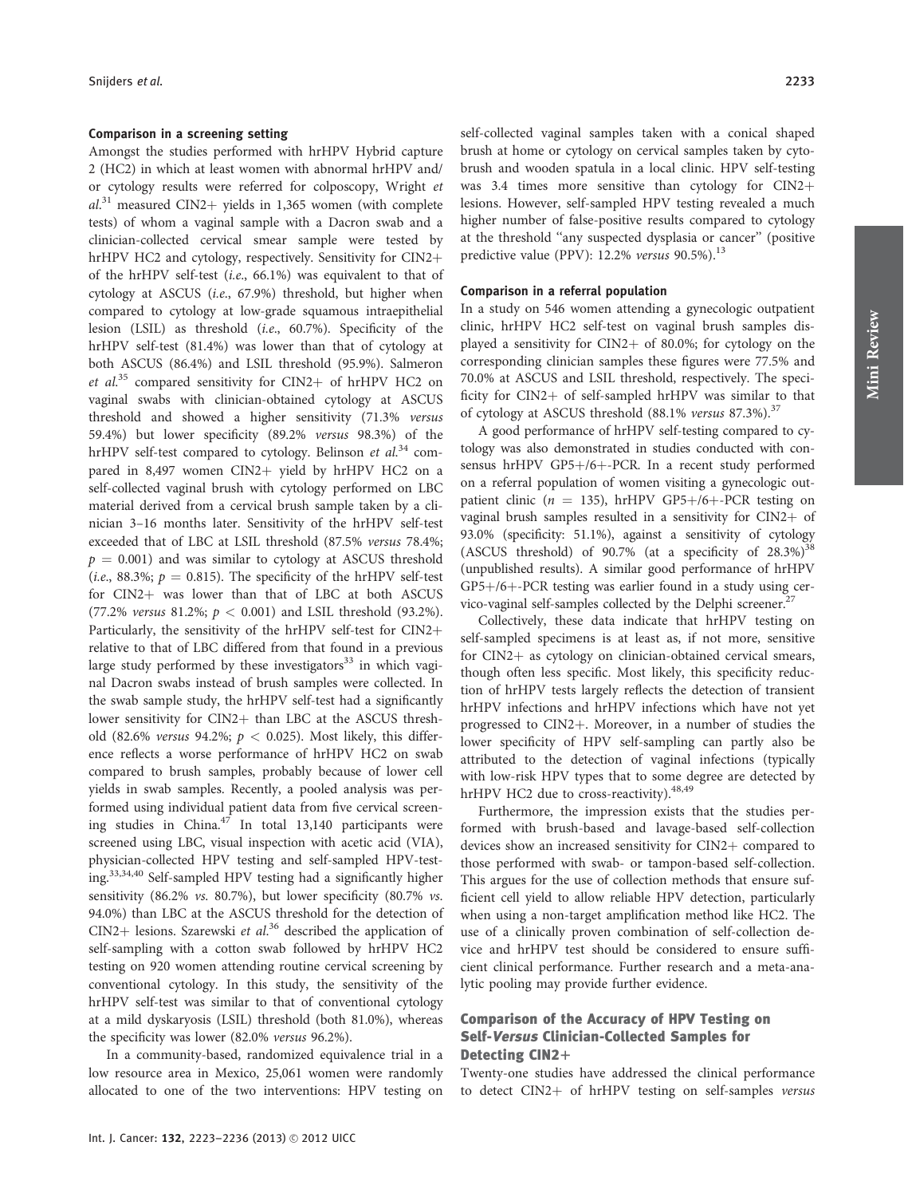### Comparison in a screening setting

Amongst the studies performed with hrHPV Hybrid capture 2 (HC2) in which at least women with abnormal hrHPV and/or cytology results were referred for colposcopy, Wright *et al.*[31] measured CIN2+ yields in 1,365 women (with complete tests) of whom a vaginal sample with a Dacron swab and a clinician-collected cervical smear sample were tested by hrHPV HC2 and cytology, respectively. Sensitivity for CIN2+ of the hrHPV self-test (*i.e.*, 66.1%) was equivalent to that of cytology at ASCUS (*i.e.*, 67.9%) threshold, but higher when compared to cytology at low-grade squamous intraepithelial lesion (LSIL) as threshold (*i.e.*, 60.7%). Specificity of the hrHPV self-test (81.4%) was lower than that of cytology at both ASCUS (86.4%) and LSIL threshold (95.9%). Salmeron *et al.*[35] compared sensitivity for CIN2+ of hrHPV HC2 on vaginal swabs with clinician-obtained cytology at ASCUS threshold and showed a higher sensitivity (71.3% *versus* 59.4%) but lower specificity (89.2% *versus* 98.3%) of the hrHPV self-test compared to cytology. Belinson *et al.*[34] compared in 8,497 women CIN2+ yield by hrHPV HC2 on a self-collected vaginal brush with cytology performed on LBC material derived from a cervical brush sample taken by a clinician 3–16 months later. Sensitivity of the hrHPV self-test exceeded that of LBC at LSIL threshold (87.5% *versus* 78.4%; $p = 0.001$) and was similar to cytology at ASCUS threshold (*i.e.*, 88.3%; $p = 0.815$). The specificity of the hrHPV self-test for CIN2+ was lower than that of LBC at both ASCUS (77.2% *versus* 81.2%; $p < 0.001$) and LSIL threshold (93.2%). Particularly, the sensitivity of the hrHPV self-test for CIN2+ relative to that of LBC differed from that found in a previous large study performed by these investigators[33] in which vaginal Dacron swabs instead of brush samples were collected. In the swab sample study, the hrHPV self-test had a significantly lower sensitivity for CIN2+ than LBC at the ASCUS threshold (82.6% *versus* 94.2%; $p < 0.025$). Most likely, this difference reflects a worse performance of hrHPV HC2 on swab compared to brush samples, probably because of lower cell yields in swab samples. Recently, a pooled analysis was performed using individual patient data from five cervical screening studies in China.[47] In total 13,140 participants were screened using LBC, visual inspection with acetic acid (VIA), physician-collected HPV testing and self-sampled HPV-testing.[33,34,40] Self-sampled HPV testing had a significantly higher sensitivity (86.2% *vs.* 80.7%), but lower specificity (80.7% *vs.* 94.0%) than LBC at the ASCUS threshold for the detection of CIN2+ lesions. Szarewski *et al.*[36] described the application of self-sampling with a cotton swab followed by hrHPV HC2 testing on 920 women attending routine cervical screening by conventional cytology. In this study, the sensitivity of the hrHPV self-test was similar to that of conventional cytology at a mild dyskaryosis (LSIL) threshold (both 81.0%), whereas the specificity was lower (82.0% *versus* 96.2%).

In a community-based, randomized equivalence trial in a low resource area in Mexico, 25,061 women were randomly allocated to one of the two interventions: HPV testing on self-collected vaginal samples taken with a conical shaped brush at home or cytology on cervical samples taken by cytobrush and wooden spatula in a local clinic. HPV self-testing was 3.4 times more sensitive than cytology for CIN2+ lesions. However, self-sampled HPV testing revealed a much higher number of false-positive results compared to cytology at the threshold "any suspected dysplasia or cancer" (positive predictive value (PPV): 12.2% *versus* 90.5%).[13]

### Comparison in a referral population

In a study on 546 women attending a gynecologic outpatient clinic, hrHPV HC2 self-test on vaginal brush samples displayed a sensitivity for CIN2+ of 80.0%; for cytology on the corresponding clinician samples these figures were 77.5% and 70.0% at ASCUS and LSIL threshold, respectively. The specificity for CIN2+ of self-sampled hrHPV was similar to that of cytology at ASCUS threshold (88.1% *versus* 87.3%).[37]

A good performance of hrHPV self-testing compared to cytology was also demonstrated in studies conducted with consensus hrHPV GP5+/6+-PCR. In a recent study performed on a referral population of women visiting a gynecologic outpatient clinic ($n = 135$), hrHPV GP5+/6+-PCR testing on vaginal brush samples resulted in a sensitivity for CIN2+ of 93.0% (specificity: 51.1%), against a sensitivity of cytology (ASCUS threshold) of 90.7% (at a specificity of 28.3%)[38] (unpublished results). A similar good performance of hrHPV GP5+/6+-PCR testing was earlier found in a study using cervico-vaginal self-samples collected by the Delphi screener.[27]

Collectively, these data indicate that hrHPV testing on self-sampled specimens is at least as, if not more, sensitive for CIN2+ as cytology on clinician-obtained cervical smears, though often less specific. Most likely, this specificity reduction of hrHPV tests largely reflects the detection of transient hrHPV infections and hrHPV infections which have not yet progressed to CIN2+. Moreover, in a number of studies the lower specificity of HPV self-sampling can partly also be attributed to the detection of vaginal infections (typically with low-risk HPV types that to some degree are detected by hrHPV HC2 due to cross-reactivity).[48,49]

Furthermore, the impression exists that the studies performed with brush-based and lavage-based self-collection devices show an increased sensitivity for CIN2+ compared to those performed with swab- or tampon-based self-collection. This argues for the use of collection methods that ensure sufficient cell yield to allow reliable HPV detection, particularly when using a non-target amplification method like HC2. The use of a clinically proven combination of self-collection device and hrHPV test should be considered to ensure sufficient clinical performance. Further research and a meta-analytic pooling may provide further evidence.

## Comparison of the Accuracy of HPV Testing on Self-*Versus* Clinician-Collected Samples for Detecting CIN2+

Twenty-one studies have addressed the clinical performance to detect CIN2+ of hrHPV testing on self-samples *versus*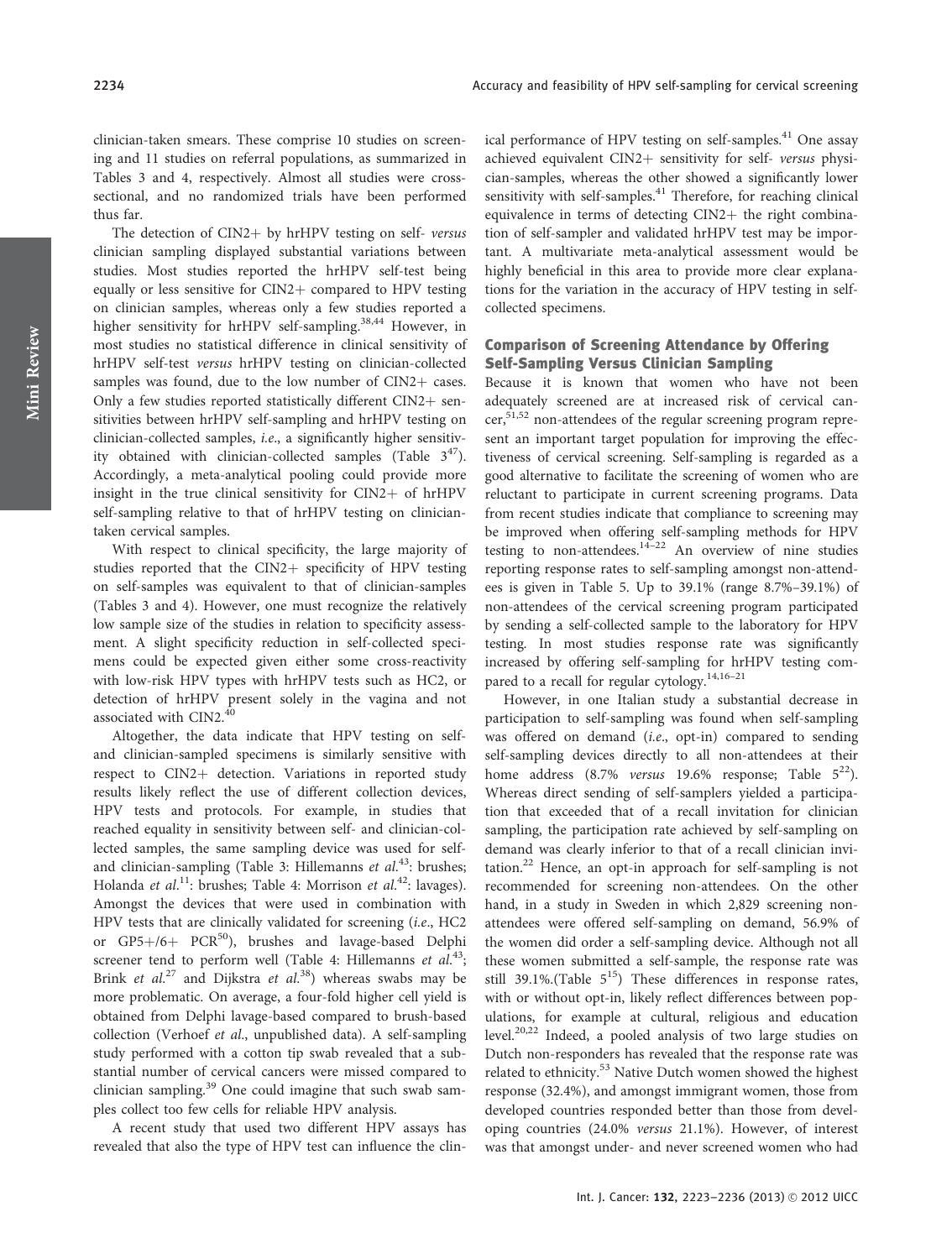clinician-taken smears. These comprise 10 studies on screening and 11 studies on referral populations, as summarized in Tables 3 and 4, respectively. Almost all studies were cross-sectional, and no randomized trials have been performed thus far.

The detection of CIN2+ by hrHPV testing on self- *versus* clinician sampling displayed substantial variations between studies. Most studies reported the hrHPV self-test being equally or less sensitive for CIN2+ compared to HPV testing on clinician samples, whereas only a few studies reported a higher sensitivity for hrHPV self-sampling.[38,44] However, in most studies no statistical difference in clinical sensitivity of hrHPV self-test *versus* hrHPV testing on clinician-collected samples was found, due to the low number of CIN2+ cases. Only a few studies reported statistically different CIN2+ sensitivities between hrHPV self-sampling and hrHPV testing on clinician-collected samples, *i.e.*, a significantly higher sensitivity obtained with clinician-collected samples (Table 3[47]). Accordingly, a meta-analytical pooling could provide more insight in the true clinical sensitivity for CIN2+ of hrHPV self-sampling relative to that of hrHPV testing on clinician-taken cervical samples.

With respect to clinical specificity, the large majority of studies reported that the CIN2+ specificity of HPV testing on self-samples was equivalent to that of clinician-samples (Tables 3 and 4). However, one must recognize the relatively low sample size of the studies in relation to specificity assessment. A slight specificity reduction in self-collected specimens could be expected given either some cross-reactivity with low-risk HPV types with hrHPV tests such as HC2, or detection of hrHPV present solely in the vagina and not associated with CIN2.[40]

Altogether, the data indicate that HPV testing on self- and clinician-sampled specimens is similarly sensitive with respect to CIN2+ detection. Variations in reported study results likely reflect the use of different collection devices, HPV tests and protocols. For example, in studies that reached equality in sensitivity between self- and clinician-collected samples, the same sampling device was used for self- and clinician-sampling (Table 3: Hillemanns *et al.*[43]: brushes; Holanda *et al.*[11]: brushes; Table 4: Morrison *et al.*[42]: lavages). Amongst the devices that were used in combination with HPV tests that are clinically validated for screening (*i.e.*, HC2 or GP5+/6+ PCR[50]), brushes and lavage-based Delphi screener tend to perform well (Table 4: Hillemanns *et al.*[43]; Brink *et al.*[27] and Dijkstra *et al.*[38]) whereas swabs may be more problematic. On average, a four-fold higher cell yield is obtained from Delphi lavage-based compared to brush-based collection (Verhoef *et al.*, unpublished data). A self-sampling study performed with a cotton tip swab revealed that a substantial number of cervical cancers were missed compared to clinician sampling.[39] One could imagine that such swab samples collect too few cells for reliable HPV analysis.

A recent study that used two different HPV assays has revealed that also the type of HPV test can influence the clinical performance of HPV testing on self-samples.[41] One assay achieved equivalent CIN2+ sensitivity for self- *versus* physician-samples, whereas the other showed a significantly lower sensitivity with self-samples.[41] Therefore, for reaching clinical equivalence in terms of detecting CIN2+ the right combination of self-sampler and validated hrHPV test may be important. A multivariate meta-analytical assessment would be highly beneficial in this area to provide more clear explanations for the variation in the accuracy of HPV testing in self-collected specimens.

## Comparison of Screening Attendance by Offering Self-Sampling Versus Clinician Sampling

Because it is known that women who have not been adequately screened are at increased risk of cervical cancer,[51,52] non-attendees of the regular screening program represent an important target population for improving the effectiveness of cervical screening. Self-sampling is regarded as a good alternative to facilitate the screening of women who are reluctant to participate in current screening programs. Data from recent studies indicate that compliance to screening may be improved when offering self-sampling methods for HPV testing to non-attendees.[14–22] An overview of nine studies reporting response rates to self-sampling amongst non-attendees is given in Table 5. Up to 39.1% (range 8.7%–39.1%) of non-attendees of the cervical screening program participated by sending a self-collected sample to the laboratory for HPV testing. In most studies response rate was significantly increased by offering self-sampling for hrHPV testing compared to a recall for regular cytology.[14,16–21]

However, in one Italian study a substantial decrease in participation to self-sampling was found when self-sampling was offered on demand (*i.e.*, opt-in) compared to sending self-sampling devices directly to all non-attendees at their home address (8.7% *versus* 19.6% response; Table 5[22]). Whereas direct sending of self-samplers yielded a participation that exceeded that of a recall invitation for clinician sampling, the participation rate achieved by self-sampling on demand was clearly inferior to that of a recall clinician invitation.[22] Hence, an opt-in approach for self-sampling is not recommended for screening non-attendees. On the other hand, in a study in Sweden in which 2,829 screening non-attendees were offered self-sampling on demand, 56.9% of the women did order a self-sampling device. Although not all these women submitted a self-sample, the response rate was still 39.1%.(Table 5[15]) These differences in response rates, with or without opt-in, likely reflect differences between populations, for example at cultural, religious and education level.[20,22] Indeed, a pooled analysis of two large studies on Dutch non-responders has revealed that the response rate was related to ethnicity.[53] Native Dutch women showed the highest response (32.4%), and amongst immigrant women, those from developed countries responded better than those from developing countries (24.0% *versus* 21.1%). However, of interest was that amongst under- and never screened women who had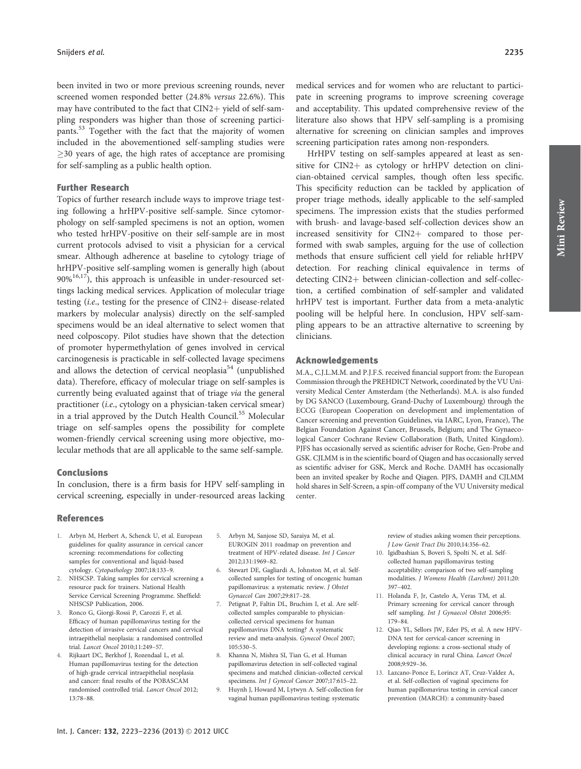been invited in two or more previous screening rounds, never screened women responded better (24.8% *versus* 22.6%). This may have contributed to the fact that CIN2+ yield of self-sampling responders was higher than those of screening participants.[53] Together with the fact that the majority of women included in the abovementioned self-sampling studies were ≥30 years of age, the high rates of acceptance are promising for self-sampling as a public health option.

## Further Research

Topics of further research include ways to improve triage testing following a hrHPV-positive self-sample. Since cytomorphology on self-sampled specimens is not an option, women who tested hrHPV-positive on their self-sample are in most current protocols advised to visit a physician for a cervical smear. Although adherence at baseline to cytology triage of hrHPV-positive self-sampling women is generally high (about 90%[16,17]), this approach is unfeasible in under-resourced settings lacking medical services. Application of molecular triage testing (*i.e.*, testing for the presence of CIN2+ disease-related markers by molecular analysis) directly on the self-sampled specimens would be an ideal alternative to select women that need colposcopy. Pilot studies have shown that the detection of promoter hypermethylation of genes involved in cervical carcinogenesis is practicable in self-collected lavage specimens and allows the detection of cervical neoplasia[54] (unpublished data). Therefore, efficacy of molecular triage on self-samples is currently being evaluated against that of triage *via* the general practitioner (*i.e.*, cytology on a physician-taken cervical smear) in a trial approved by the Dutch Health Council.[55] Molecular triage on self-samples opens the possibility for complete women-friendly cervical screening using more objective, molecular methods that are all applicable to the same self-sample.

## Conclusions

In conclusion, there is a firm basis for HPV self-sampling in cervical screening, especially in under-resourced areas lacking medical services and for women who are reluctant to participate in screening programs to improve screening coverage and acceptability. This updated comprehensive review of the literature also shows that HPV self-sampling is a promising alternative for screening on clinician samples and improves screening participation rates among non-responders.

HrHPV testing on self-samples appeared at least as sensitive for CIN2+ as cytology or hrHPV detection on clinician-obtained cervical samples, though often less specific. This specificity reduction can be tackled by application of proper triage methods, ideally applicable to the self-sampled specimens. The impression exists that the studies performed with brush- and lavage-based self-collection devices show an increased sensitivity for CIN2+ compared to those performed with swab samples, arguing for the use of collection methods that ensure sufficient cell yield for reliable hrHPV detection. For reaching clinical equivalence in terms of detecting CIN2+ between clinician-collection and self-collection, a certified combination of self-sampler and validated hrHPV test is important. Further data from a meta-analytic pooling will be helpful here. In conclusion, HPV self-sampling appears to be an attractive alternative to screening by clinicians.

## Acknowledgements

M.A., C.J.L.M.M. and P.J.F.S. received financial support from: the European Commission through the PREHDICT Network, coordinated by the VU University Medical Center Amsterdam (the Netherlands). M.A. is also funded by DG SANCO (Luxembourg, Grand-Duchy of Luxembourg) through the ECCG (European Cooperation on development and implementation of Cancer screening and prevention Guidelines, via IARC, Lyon, France), The Belgian Foundation Against Cancer, Brussels, Belgium; and The Gynaecological Cancer Cochrane Review Collaboration (Bath, United Kingdom). PJFS has occasionally served as scientific adviser for Roche, Gen-Probe and GSK. CJLMM is in the scientific board of Qiagen and has occasionally served as scientific adviser for GSK, Merck and Roche. DAMH has occasionally been an invited speaker by Roche and Qiagen. PJFS, DAMH and CJLMM hold shares in Self-Screen, a spin-off company of the VU University medical center.

## References

1. Arbyn M, Herbert A, Schenck U, et al. European guidelines for quality assurance in cervical cancer screening: recommendations for collecting samples for conventional and liquid-based cytology. *Cytopathology* 2007;18:133–9.
2. NHSCSP. Taking samples for cervical screening a resource pack for trainers. National Health Service Cervical Screening Programme. Sheffield: NHSCSP Publication, 2006.
3. Ronco G, Giorgi-Rossi P, Carozzi F, et al. Efficacy of human papillomavirus testing for the detection of invasive cervical cancers and cervical intraepithelial neoplasia: a randomised controlled trial. *Lancet Oncol* 2010;11:249–57.
4. Rijkaart DC, Berkhof J, Rozendaal L, et al. Human papillomavirus testing for the detection of high-grade cervical intraepithelial neoplasia and cancer: final results of the POBASCAM randomised controlled trial. *Lancet Oncol* 2012; 13:78–88.
5. Arbyn M, Sanjose SD, Saraiya M, et al. EUROGIN 2011 roadmap on prevention and treatment of HPV-related disease. *Int J Cancer* 2012;131:1969–82.
6. Stewart DE, Gagliardi A, Johnston M, et al. Self-collected samples for testing of oncogenic human papillomavirus: a systematic review. *J Obstet Gynaecol Can* 2007;29:817–28.
7. Petignat P, Faltin DL, Bruchim I, et al. Are self-collected samples comparable to physician-collected cervical specimens for human papillomavirus DNA testing? A systematic review and meta-analysis. *Gynecol Oncol* 2007; 105:530–5.
8. Khanna N, Mishra SI, Tian G, et al. Human papillomavirus detection in self-collected vaginal specimens and matched clinician-collected cervical specimens. *Int J Gynecol Cancer* 2007;17:615–22.
9. Huynh J, Howard M, Lytwyn A. Self-collection for vaginal human papillomavirus testing: systematic review of studies asking women their perceptions. *J Low Genit Tract Dis* 2010;14:356–62.
10. Igidbashian S, Boveri S, Spolti N, et al. Self-collected human papillomavirus testing acceptability: comparison of two self-sampling modalities. *J Womens Health (Larchmt)* 2011;20: 397–402.
11. Holanda F, Jr, Castelo A, Veras TM, et al. Primary screening for cervical cancer through self sampling. *Int J Gynaecol Obstet* 2006;95: 179–84.
12. Qiao YL, Sellors JW, Eder PS, et al. A new HPV-DNA test for cervical-cancer screening in developing regions: a cross-sectional study of clinical accuracy in rural China. *Lancet Oncol* 2008;9:929–36.
13. Lazcano-Ponce E, Lorincz AT, Cruz-Valdez A, et al. Self-collection of vaginal specimens for human papillomavirus testing in cervical cancer prevention (MARCH): a community-based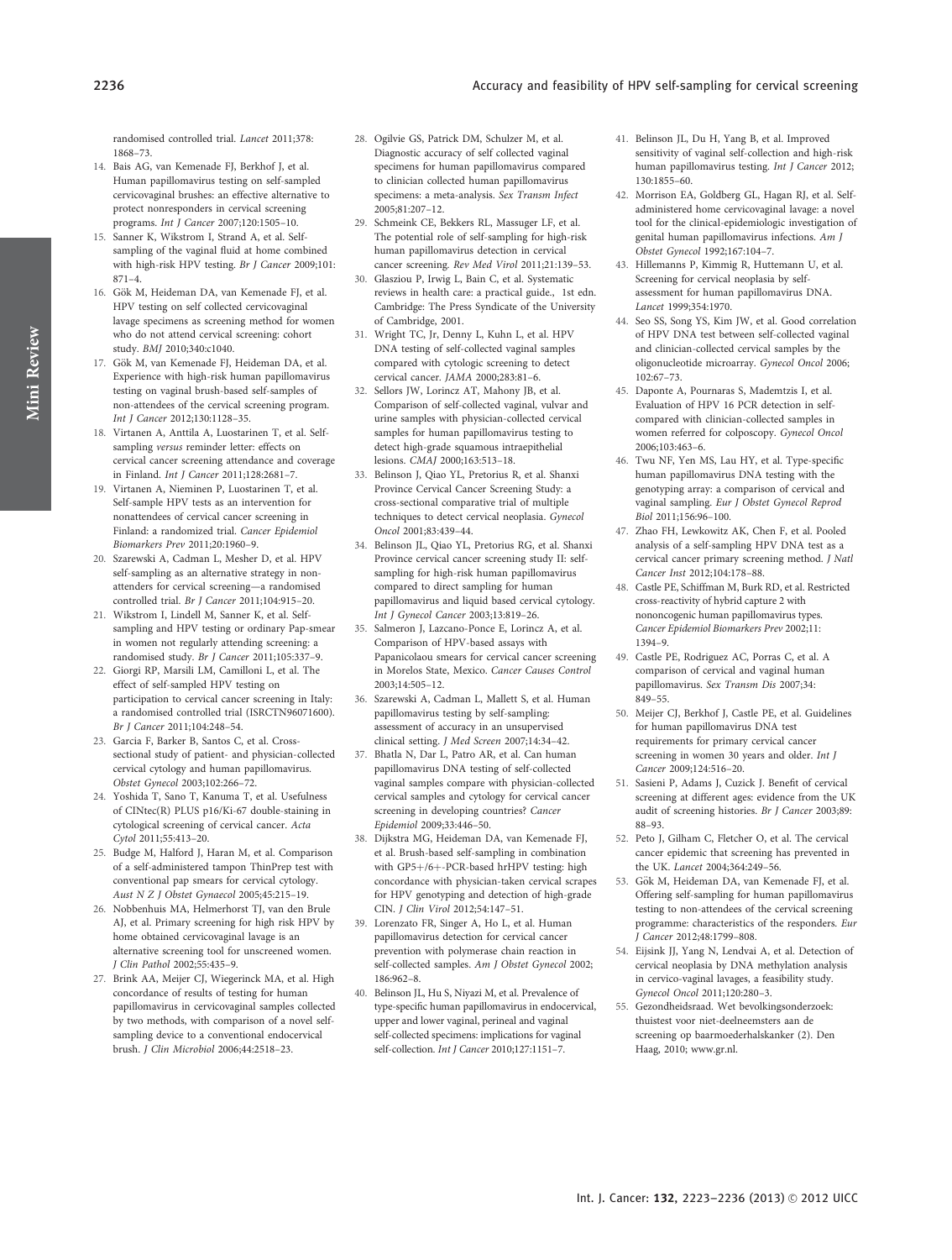randomised controlled trial. *Lancet* 2011;378: 1868–73.

14. Bais AG, van Kemenade FJ, Berkhof J, et al. Human papillomavirus testing on self-sampled cervicovaginal brushes: an effective alternative to protect nonresponders in cervical screening programs. *Int J Cancer* 2007;120:1505–10.
15. Sanner K, Wikstrom I, Strand A, et al. Self-sampling of the vaginal fluid at home combined with high-risk HPV testing. *Br J Cancer* 2009;101: 871–4.
16. Gök M, Heideman DA, van Kemenade FJ, et al. HPV testing on self collected cervicovaginal lavage specimens as screening method for women who do not attend cervical screening: cohort study. *BMJ* 2010;340:c1040.
17. Gök M, van Kemenade FJ, Heideman DA, et al. Experience with high-risk human papillomavirus testing on vaginal brush-based self-samples of non-attendees of the cervical screening program. *Int J Cancer* 2012;130:1128–35.
18. Virtanen A, Anttila A, Luostarinen T, et al. Self-sampling *versus* reminder letter: effects on cervical cancer screening attendance and coverage in Finland. *Int J Cancer* 2011;128:2681–7.
19. Virtanen A, Nieminen P, Luostarinen T, et al. Self-sample HPV tests as an intervention for nonattendees of cervical cancer screening in Finland: a randomized trial. *Cancer Epidemiol Biomarkers Prev* 2011;20:1960–9.
20. Szarewski A, Cadman L, Mesher D, et al. HPV self-sampling as an alternative strategy in non-attenders for cervical screening—a randomised controlled trial. *Br J Cancer* 2011;104:915–20.
21. Wikstrom I, Lindell M, Sanner K, et al. Self-sampling and HPV testing or ordinary Pap-smear in women not regularly attending screening: a randomised study. *Br J Cancer* 2011;105:337–9.
22. Giorgi RP, Marsili LM, Camilloni L, et al. The effect of self-sampled HPV testing on participation to cervical cancer screening in Italy: a randomised controlled trial (ISRCTN96071600). *Br J Cancer* 2011;104:248–54.
23. Garcia F, Barker B, Santos C, et al. Cross-sectional study of patient- and physician-collected cervical cytology and human papillomavirus. *Obstet Gynecol* 2003;102:266–72.
24. Yoshida T, Sano T, Kanuma T, et al. Usefulness of CINtec(R) PLUS p16/Ki-67 double-staining in cytological screening of cervical cancer. *Acta Cytol* 2011;55:413–20.
25. Budge M, Halford J, Haran M, et al. Comparison of a self-administered tampon ThinPrep test with conventional pap smears for cervical cytology. *Aust N Z J Obstet Gynaecol* 2005;45:215–19.
26. Nobbenhuis MA, Helmerhorst TJ, van den Brule AJ, et al. Primary screening for high risk HPV by home obtained cervicovaginal lavage is an alternative screening tool for unscreened women. *J Clin Pathol* 2002;55:435–9.
27. Brink AA, Meijer CJ, Wiegerinck MA, et al. High concordance of results of testing for human papillomavirus in cervicovaginal samples collected by two methods, with comparison of a novel self-sampling device to a conventional endocervical brush. *J Clin Microbiol* 2006;44:2518–23.
28. Ogilvie GS, Patrick DM, Schulzer M, et al. Diagnostic accuracy of self collected vaginal specimens for human papillomavirus compared to clinician collected human papillomavirus specimens: a meta-analysis. *Sex Transm Infect* 2005;81:207–12.
29. Schmeink CE, Bekkers RL, Massuger LF, et al. The potential role of self-sampling for high-risk human papillomavirus detection in cervical cancer screening. *Rev Med Virol* 2011;21:139–53.
30. Glasziou P, Irwig L, Bain C, et al. Systematic reviews in health care: a practical guide., 1st edn. Cambridge: The Press Syndicate of the University of Cambridge, 2001.
31. Wright TC, Jr, Denny L, Kuhn L, et al. HPV DNA testing of self-collected vaginal samples compared with cytologic screening to detect cervical cancer. *JAMA* 2000;283:81–6.
32. Sellors JW, Lorincz AT, Mahony JB, et al. Comparison of self-collected vaginal, vulvar and urine samples with physician-collected cervical samples for human papillomavirus testing to detect high-grade squamous intraepithelial lesions. *CMAJ* 2000;163:513–18.
33. Belinson J, Qiao YL, Pretorius R, et al. Shanxi Province Cervical Cancer Screening Study: a cross-sectional comparative trial of multiple techniques to detect cervical neoplasia. *Gynecol Oncol* 2001;83:439–44.
34. Belinson JL, Qiao YL, Pretorius RG, et al. Shanxi Province cervical cancer screening study II: self-sampling for high-risk human papillomavirus compared to direct sampling for human papillomavirus and liquid based cervical cytology. *Int J Gynecol Cancer* 2003;13:819–26.
35. Salmeron J, Lazcano-Ponce E, Lorincz A, et al. Comparison of HPV-based assays with Papanicolaou smears for cervical cancer screening in Morelos State, Mexico. *Cancer Causes Control* 2003;14:505–12.
36. Szarewski A, Cadman L, Mallett S, et al. Human papillomavirus testing by self-sampling: assessment of accuracy in an unsupervised clinical setting. *J Med Screen* 2007;14:34–42.
37. Bhatla N, Dar L, Patro AR, et al. Can human papillomavirus DNA testing of self-collected vaginal samples compare with physician-collected cervical samples and cytology for cervical cancer screening in developing countries? *Cancer Epidemiol* 2009;33:446–50.
38. Dijkstra MG, Heideman DA, van Kemenade FJ, et al. Brush-based self-sampling in combination with GP5+/6+-PCR-based hrHPV testing: high concordance with physician-taken cervical scrapes for HPV genotyping and detection of high-grade CIN. *J Clin Virol* 2012;54:147–51.
39. Lorenzato FR, Singer A, Ho L, et al. Human papillomavirus detection for cervical cancer prevention with polymerase chain reaction in self-collected samples. *Am J Obstet Gynecol* 2002; 186:962–8.
40. Belinson JL, Hu S, Niyazi M, et al. Prevalence of type-specific human papillomavirus in endocervical, upper and lower vaginal, perineal and vaginal self-collected specimens: implications for vaginal self-collection. *Int J Cancer* 2010;127:1151–7.
41. Belinson JL, Du H, Yang B, et al. Improved sensitivity of vaginal self-collection and high-risk human papillomavirus testing. *Int J Cancer* 2012; 130:1855–60.
42. Morrison EA, Goldberg GL, Hagan RJ, et al. Self-administered home cervicovaginal lavage: a novel tool for the clinical-epidemiologic investigation of genital human papillomavirus infections. *Am J Obstet Gynecol* 1992;167:104–7.
43. Hillemanns P, Kimmig R, Huttemann U, et al. Screening for cervical neoplasia by self-assessment for human papillomavirus DNA. *Lancet* 1999;354:1970.
44. Seo SS, Song YS, Kim JW, et al. Good correlation of HPV DNA test between self-collected vaginal and clinician-collected cervical samples by the oligonucleotide microarray. *Gynecol Oncol* 2006; 102:67–73.
45. Daponte A, Pournaras S, Mademtzis I, et al. Evaluation of HPV 16 PCR detection in self-compared with clinician-collected samples in women referred for colposcopy. *Gynecol Oncol* 2006;103:463–6.
46. Twu NF, Yen MS, Lau HY, et al. Type-specific human papillomavirus DNA testing with the genotyping array: a comparison of cervical and vaginal sampling. *Eur J Obstet Gynecol Reprod Biol* 2011;156:96–100.
47. Zhao FH, Lewkowitz AK, Chen F, et al. Pooled analysis of a self-sampling HPV DNA test as a cervical cancer primary screening method. *J Natl Cancer Inst* 2012;104:178–88.
48. Castle PE, Schiffman M, Burk RD, et al. Restricted cross-reactivity of hybrid capture 2 with nononcogenic human papillomavirus types. *Cancer Epidemiol Biomarkers Prev* 2002;11: 1394–9.
49. Castle PE, Rodriguez AC, Porras C, et al. A comparison of cervical and vaginal human papillomavirus. *Sex Transm Dis* 2007;34: 849–55.
50. Meijer CJ, Berkhof J, Castle PE, et al. Guidelines for human papillomavirus DNA test requirements for primary cervical cancer screening in women 30 years and older. *Int J Cancer* 2009;124:516–20.
51. Sasieni P, Adams J, Cuzick J. Benefit of cervical screening at different ages: evidence from the UK audit of screening histories. *Br J Cancer* 2003;89: 88–93.
52. Peto J, Gilham C, Fletcher O, et al. The cervical cancer epidemic that screening has prevented in the UK. *Lancet* 2004;364:249–56.
53. Gök M, Heideman DA, van Kemenade FJ, et al. Offering self-sampling for human papillomavirus testing to non-attendees of the cervical screening programme: characteristics of the responders. *Eur J Cancer* 2012;48:1799–808.
54. Eijsink JJ, Yang N, Lendvai A, et al. Detection of cervical neoplasia by DNA methylation analysis in cervico-vaginal lavages, a feasibility study. *Gynecol Oncol* 2011;120:280–3.
55. Gezondheidsraad. Wet bevolkingsonderzoek: thuistest voor niet-deelneemsters aan de screening op baarmoederhalskanker (2). Den Haag, 2010; www.gr.nl.